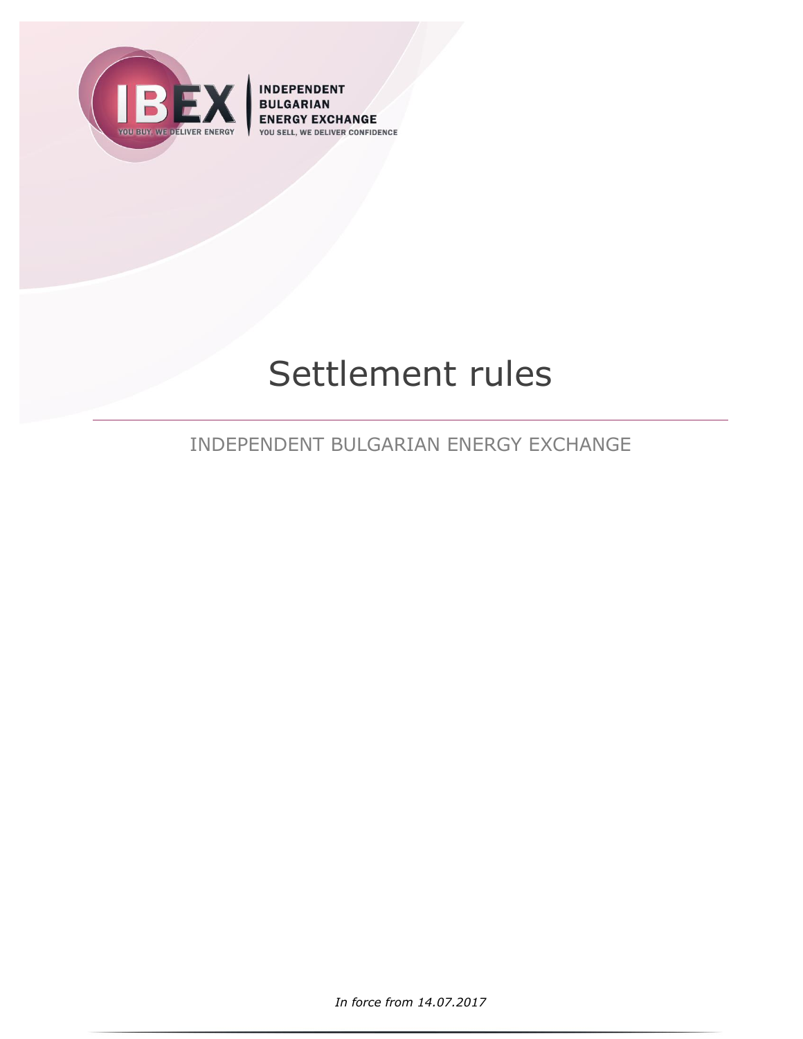IBEX
YOU BUY, WE DELIVER ENERGY

INDEPENDENT
BULGARIAN
ENERGY EXCHANGE
YOU SELL, WE DELIVER CONFIDENCE

# Settlement rules

INDEPENDENT BULGARIAN ENERGY EXCHANGE

*In force from 14.07.2017*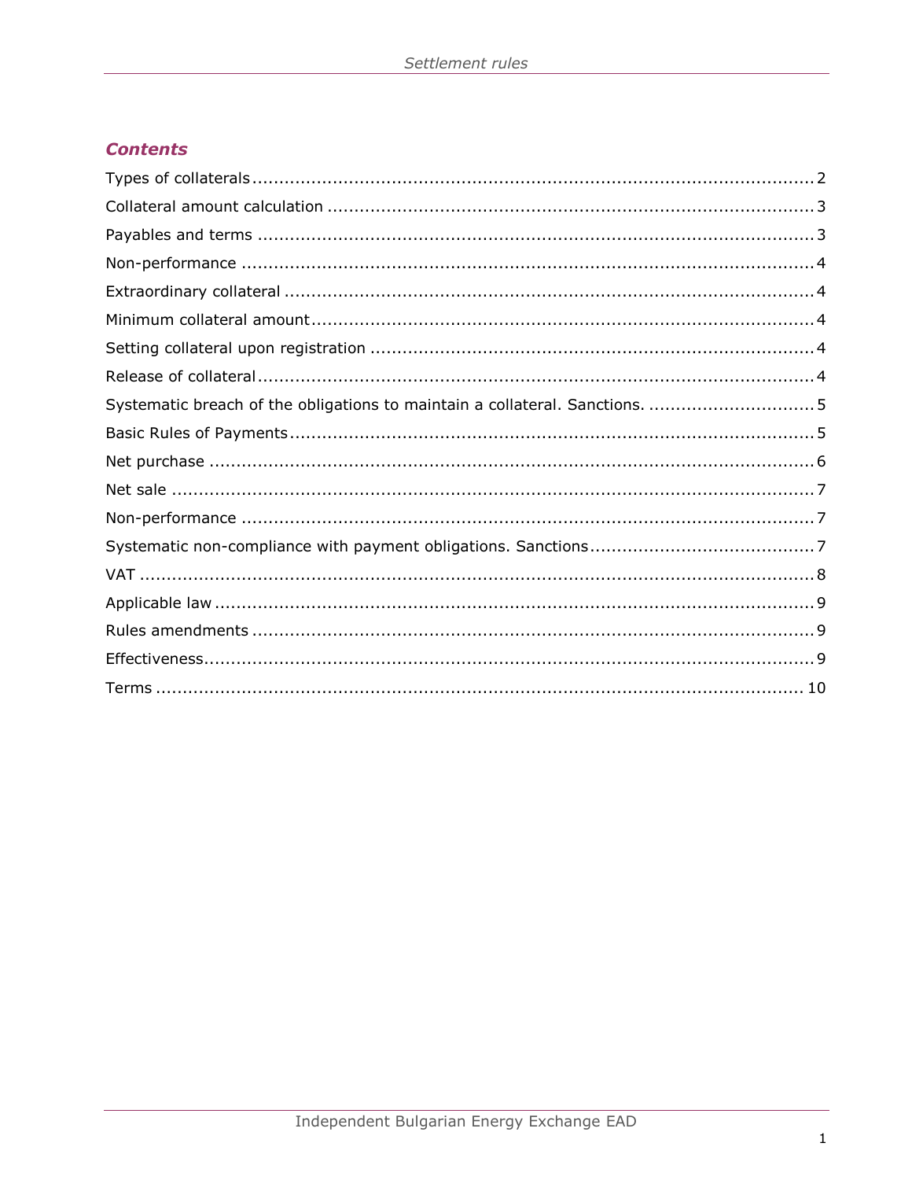## Contents

Types of collaterals........................................................................................................2
Collateral amount calculation ..........................................................................................3
Payables and terms ........................................................................................................3
Non-performance ..........................................................................................................4
Extraordinary collateral ..................................................................................................4
Minimum collateral amount.............................................................................................4
Setting collateral upon registration ..................................................................................4
Release of collateral........................................................................................................4
Systematic breach of the obligations to maintain a collateral. Sanctions. ...............................5
Basic Rules of Payments..................................................................................................5
Net purchase .................................................................................................................6
Net sale ........................................................................................................................7
Non-performance ..........................................................................................................7
Systematic non-compliance with payment obligations. Sanctions.........................................7
VAT ..............................................................................................................................8
Applicable law ................................................................................................................9
Rules amendments ........................................................................................................9
Effectiveness..................................................................................................................9
Terms .........................................................................................................................10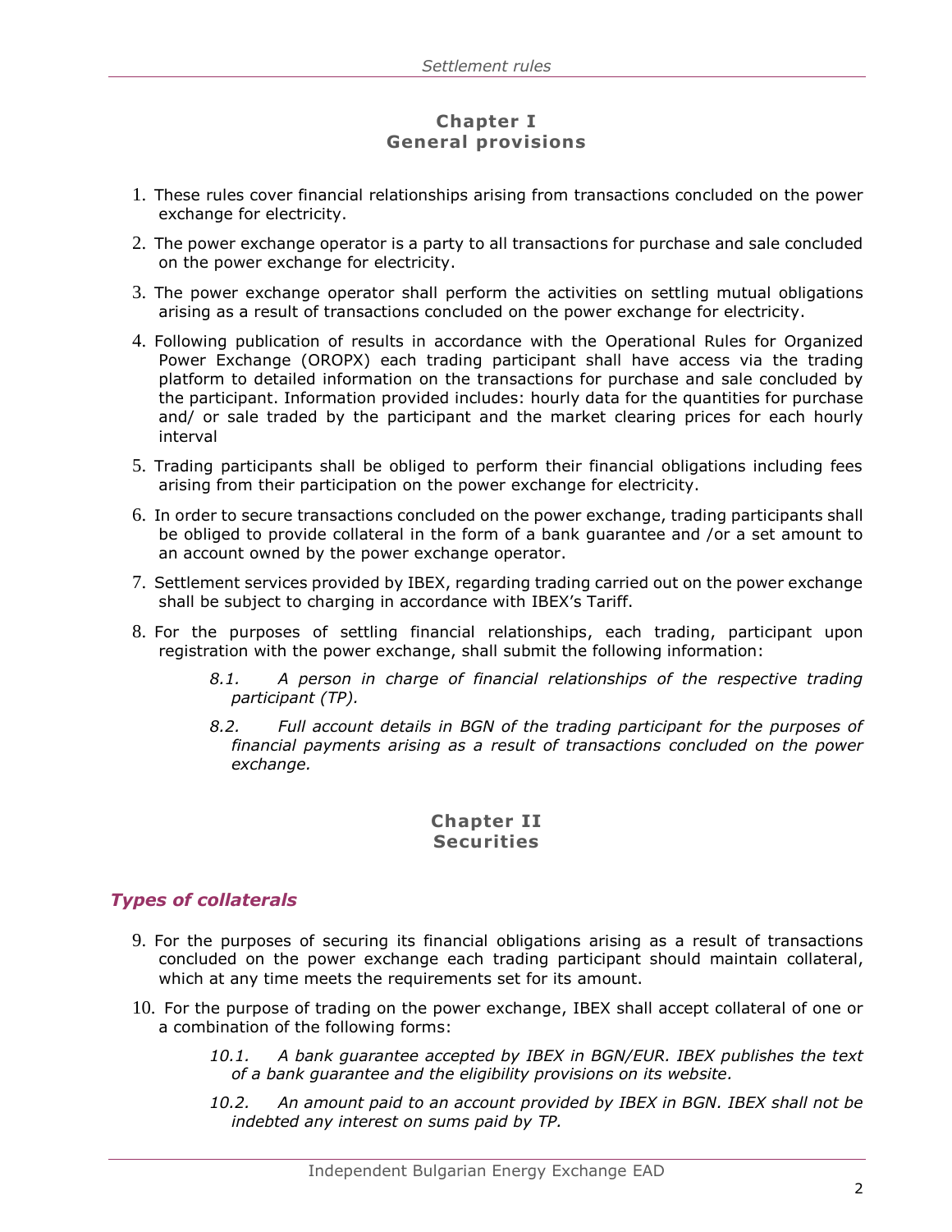## Chapter I
## General provisions

1. These rules cover financial relationships arising from transactions concluded on the power exchange for electricity.

2. The power exchange operator is a party to all transactions for purchase and sale concluded on the power exchange for electricity.

3. The power exchange operator shall perform the activities on settling mutual obligations arising as a result of transactions concluded on the power exchange for electricity.

4. Following publication of results in accordance with the Operational Rules for Organized Power Exchange (OROPX) each trading participant shall have access via the trading platform to detailed information on the transactions for purchase and sale concluded by the participant. Information provided includes: hourly data for the quantities for purchase and/ or sale traded by the participant and the market clearing prices for each hourly interval

5. Trading participants shall be obliged to perform their financial obligations including fees arising from their participation on the power exchange for electricity.

6. In order to secure transactions concluded on the power exchange, trading participants shall be obliged to provide collateral in the form of a bank guarantee and /or a set amount to an account owned by the power exchange operator.

7. Settlement services provided by IBEX, regarding trading carried out on the power exchange shall be subject to charging in accordance with IBEX's Tariff.

8. For the purposes of settling financial relationships, each trading, participant upon registration with the power exchange, shall submit the following information:

   *8.1. A person in charge of financial relationships of the respective trading participant (TP).*

   *8.2. Full account details in BGN of the trading participant for the purposes of financial payments arising as a result of transactions concluded on the power exchange.*

## Chapter II
## Securities

### *Types of collaterals*

9. For the purposes of securing its financial obligations arising as a result of transactions concluded on the power exchange each trading participant should maintain collateral, which at any time meets the requirements set for its amount.

10. For the purpose of trading on the power exchange, IBEX shall accept collateral of one or a combination of the following forms:

    *10.1. A bank guarantee accepted by IBEX in BGN/EUR. IBEX publishes the text of a bank guarantee and the eligibility provisions on its website.*

    *10.2. An amount paid to an account provided by IBEX in BGN. IBEX shall not be indebted any interest on sums paid by TP.*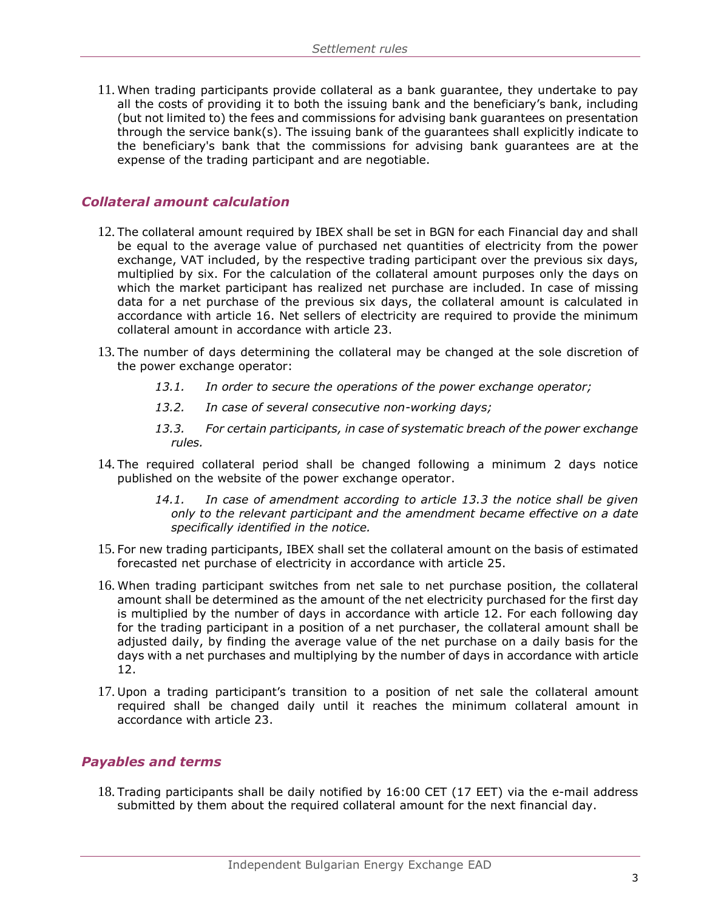11. When trading participants provide collateral as a bank guarantee, they undertake to pay all the costs of providing it to both the issuing bank and the beneficiary's bank, including (but not limited to) the fees and commissions for advising bank guarantees on presentation through the service bank(s). The issuing bank of the guarantees shall explicitly indicate to the beneficiary's bank that the commissions for advising bank guarantees are at the expense of the trading participant and are negotiable.

## *Collateral amount calculation*

12. The collateral amount required by IBEX shall be set in BGN for each Financial day and shall be equal to the average value of purchased net quantities of electricity from the power exchange, VAT included, by the respective trading participant over the previous six days, multiplied by six. For the calculation of the collateral amount purposes only the days on which the market participant has realized net purchase are included. In case of missing data for a net purchase of the previous six days, the collateral amount is calculated in accordance with article 16. Net sellers of electricity are required to provide the minimum collateral amount in accordance with article 23.

13. The number of days determining the collateral may be changed at the sole discretion of the power exchange operator:

    *13.1. In order to secure the operations of the power exchange operator;*

    *13.2. In case of several consecutive non-working days;*

    *13.3. For certain participants, in case of systematic breach of the power exchange rules.*

14. The required collateral period shall be changed following a minimum 2 days notice published on the website of the power exchange operator.

    *14.1. In case of amendment according to article 13.3 the notice shall be given only to the relevant participant and the amendment became effective on a date specifically identified in the notice.*

15. For new trading participants, IBEX shall set the collateral amount on the basis of estimated forecasted net purchase of electricity in accordance with article 25.

16. When trading participant switches from net sale to net purchase position, the collateral amount shall be determined as the amount of the net electricity purchased for the first day is multiplied by the number of days in accordance with article 12. For each following day for the trading participant in a position of a net purchaser, the collateral amount shall be adjusted daily, by finding the average value of the net purchase on a daily basis for the days with a net purchases and multiplying by the number of days in accordance with article 12.

17. Upon a trading participant's transition to a position of net sale the collateral amount required shall be changed daily until it reaches the minimum collateral amount in accordance with article 23.

## *Payables and terms*

18. Trading participants shall be daily notified by 16:00 CET (17 EET) via the e-mail address submitted by them about the required collateral amount for the next financial day.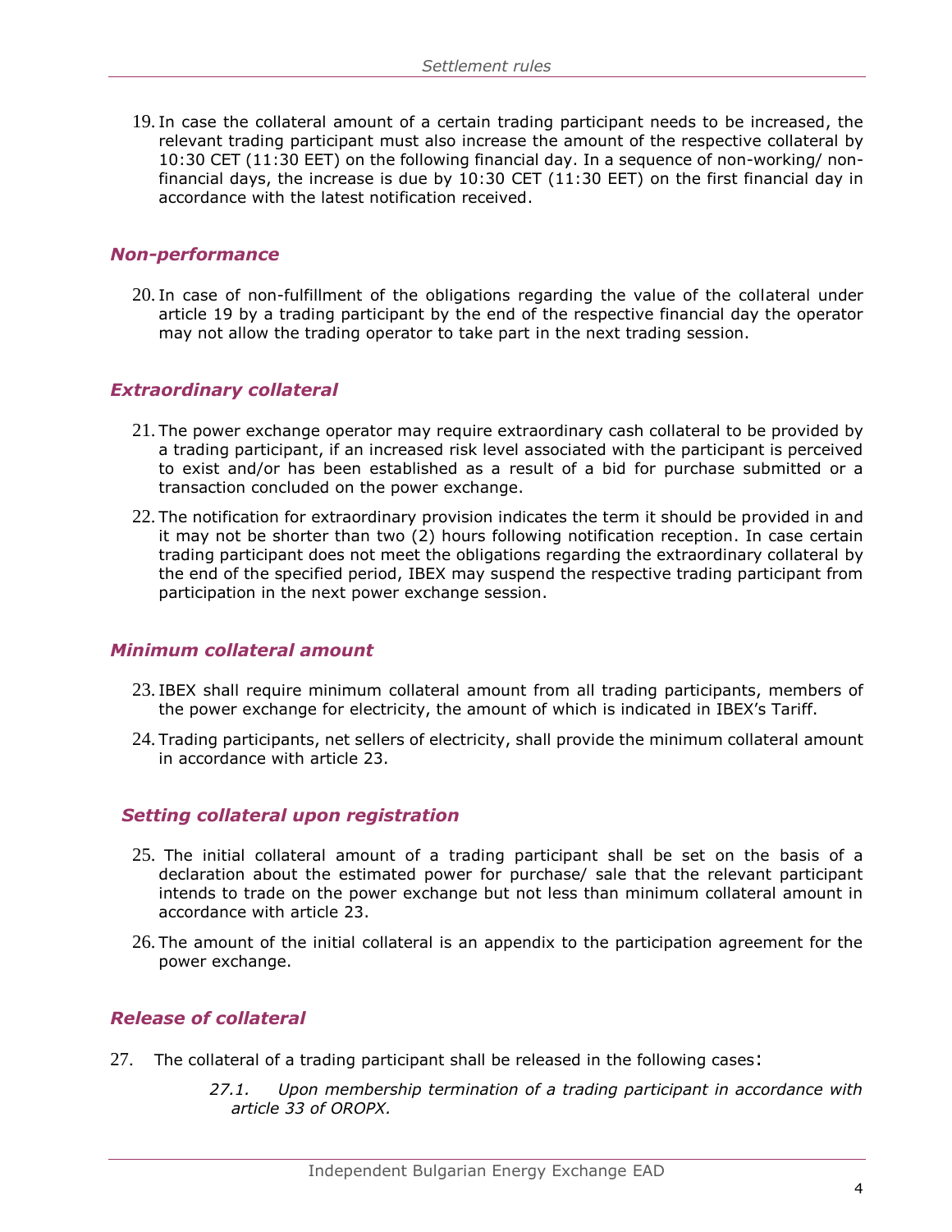19. In case the collateral amount of a certain trading participant needs to be increased, the relevant trading participant must also increase the amount of the respective collateral by 10:30 CET (11:30 EET) on the following financial day. In a sequence of non-working/ non-financial days, the increase is due by 10:30 CET (11:30 EET) on the first financial day in accordance with the latest notification received.

### *Non-performance*

20. In case of non-fulfillment of the obligations regarding the value of the collateral under article 19 by a trading participant by the end of the respective financial day the operator may not allow the trading operator to take part in the next trading session.

### *Extraordinary collateral*

21. The power exchange operator may require extraordinary cash collateral to be provided by a trading participant, if an increased risk level associated with the participant is perceived to exist and/or has been established as a result of a bid for purchase submitted or a transaction concluded on the power exchange.

22. The notification for extraordinary provision indicates the term it should be provided in and it may not be shorter than two (2) hours following notification reception. In case certain trading participant does not meet the obligations regarding the extraordinary collateral by the end of the specified period, IBEX may suspend the respective trading participant from participation in the next power exchange session.

### *Minimum collateral amount*

23. IBEX shall require minimum collateral amount from all trading participants, members of the power exchange for electricity, the amount of which is indicated in IBEX's Tariff.

24. Trading participants, net sellers of electricity, shall provide the minimum collateral amount in accordance with article 23.

### *Setting collateral upon registration*

25. The initial collateral amount of a trading participant shall be set on the basis of a declaration about the estimated power for purchase/ sale that the relevant participant intends to trade on the power exchange but not less than minimum collateral amount in accordance with article 23.

26. The amount of the initial collateral is an appendix to the participation agreement for the power exchange.

### *Release of collateral*

27. The collateral of a trading participant shall be released in the following cases:

    *27.1. Upon membership termination of a trading participant in accordance with article 33 of OROPX.*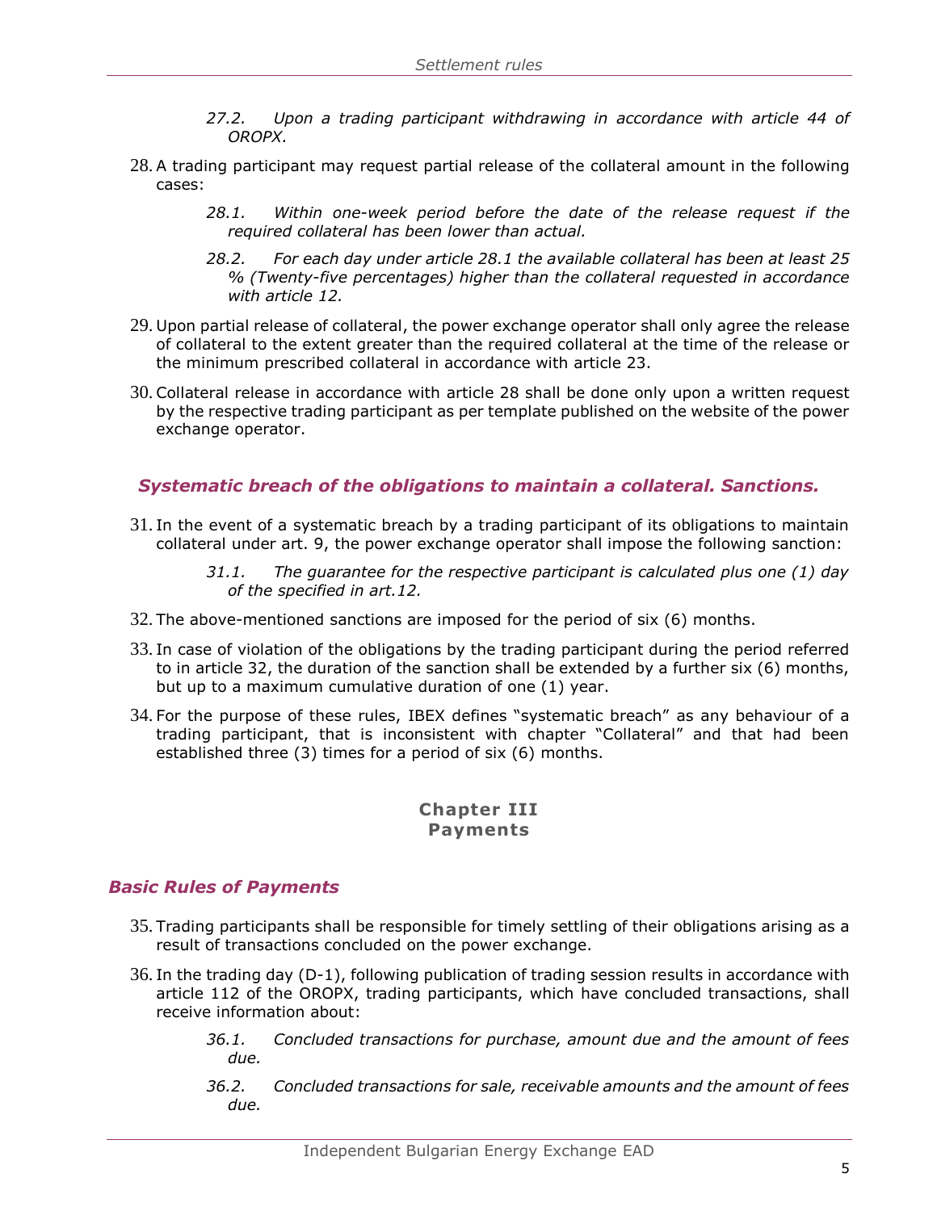*27.2. Upon a trading participant withdrawing in accordance with article 44 of OROPX.*

28. A trading participant may request partial release of the collateral amount in the following cases:

    *28.1. Within one-week period before the date of the release request if the required collateral has been lower than actual.*

    *28.2. For each day under article 28.1 the available collateral has been at least 25 % (Twenty-five percentages) higher than the collateral requested in accordance with article 12.*

29. Upon partial release of collateral, the power exchange operator shall only agree the release of collateral to the extent greater than the required collateral at the time of the release or the minimum prescribed collateral in accordance with article 23.

30. Collateral release in accordance with article 28 shall be done only upon a written request by the respective trading participant as per template published on the website of the power exchange operator.

### *Systematic breach of the obligations to maintain a collateral. Sanctions.*

31. In the event of a systematic breach by a trading participant of its obligations to maintain collateral under art. 9, the power exchange operator shall impose the following sanction:

    *31.1. The guarantee for the respective participant is calculated plus one (1) day of the specified in art.12.*

32. The above-mentioned sanctions are imposed for the period of six (6) months.

33. In case of violation of the obligations by the trading participant during the period referred to in article 32, the duration of the sanction shall be extended by a further six (6) months, but up to a maximum cumulative duration of one (1) year.

34. For the purpose of these rules, IBEX defines "systematic breach" as any behaviour of a trading participant, that is inconsistent with chapter "Collateral" and that had been established three (3) times for a period of six (6) months.

## Chapter III
## Payments

### *Basic Rules of Payments*

35. Trading participants shall be responsible for timely settling of their obligations arising as a result of transactions concluded on the power exchange.

36. In the trading day (D-1), following publication of trading session results in accordance with article 112 of the OROPX, trading participants, which have concluded transactions, shall receive information about:

    *36.1. Concluded transactions for purchase, amount due and the amount of fees due.*

    *36.2. Concluded transactions for sale, receivable amounts and the amount of fees due.*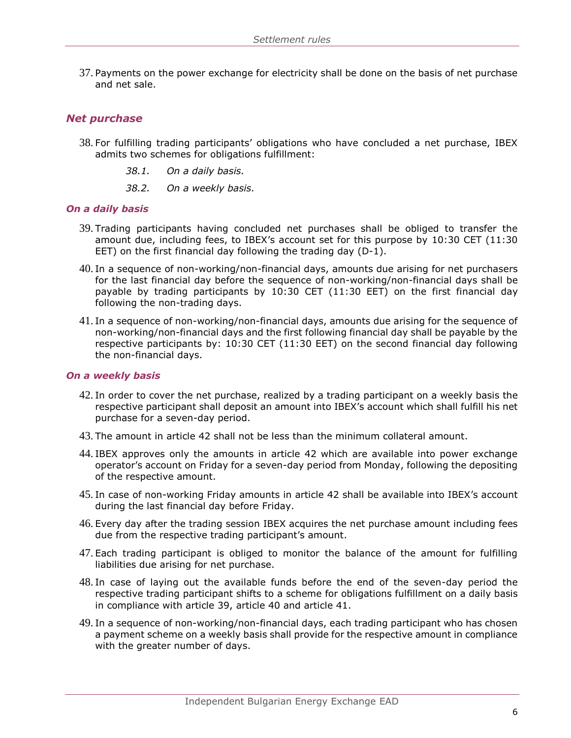37. Payments on the power exchange for electricity shall be done on the basis of net purchase and net sale.

## *Net purchase*

38. For fulfilling trading participants' obligations who have concluded a net purchase, IBEX admits two schemes for obligations fulfillment:

    *38.1. On a daily basis.*

    *38.2. On a weekly basis.*

### *On a daily basis*

39. Trading participants having concluded net purchases shall be obliged to transfer the amount due, including fees, to IBEX's account set for this purpose by 10:30 CET (11:30 EET) on the first financial day following the trading day (D-1).

40. In a sequence of non-working/non-financial days, amounts due arising for net purchasers for the last financial day before the sequence of non-working/non-financial days shall be payable by trading participants by 10:30 CET (11:30 EET) on the first financial day following the non-trading days.

41. In a sequence of non-working/non-financial days, amounts due arising for the sequence of non-working/non-financial days and the first following financial day shall be payable by the respective participants by: 10:30 CET (11:30 EET) on the second financial day following the non-financial days.

### *On a weekly basis*

42. In order to cover the net purchase, realized by a trading participant on a weekly basis the respective participant shall deposit an amount into IBEX's account which shall fulfill his net purchase for a seven-day period.

43. The amount in article 42 shall not be less than the minimum collateral amount.

44. IBEX approves only the amounts in article 42 which are available into power exchange operator's account on Friday for a seven-day period from Monday, following the depositing of the respective amount.

45. In case of non-working Friday amounts in article 42 shall be available into IBEX's account during the last financial day before Friday.

46. Every day after the trading session IBEX acquires the net purchase amount including fees due from the respective trading participant's amount.

47. Each trading participant is obliged to monitor the balance of the amount for fulfilling liabilities due arising for net purchase.

48. In case of laying out the available funds before the end of the seven-day period the respective trading participant shifts to a scheme for obligations fulfillment on a daily basis in compliance with article 39, article 40 and article 41.

49. In a sequence of non-working/non-financial days, each trading participant who has chosen a payment scheme on a weekly basis shall provide for the respective amount in compliance with the greater number of days.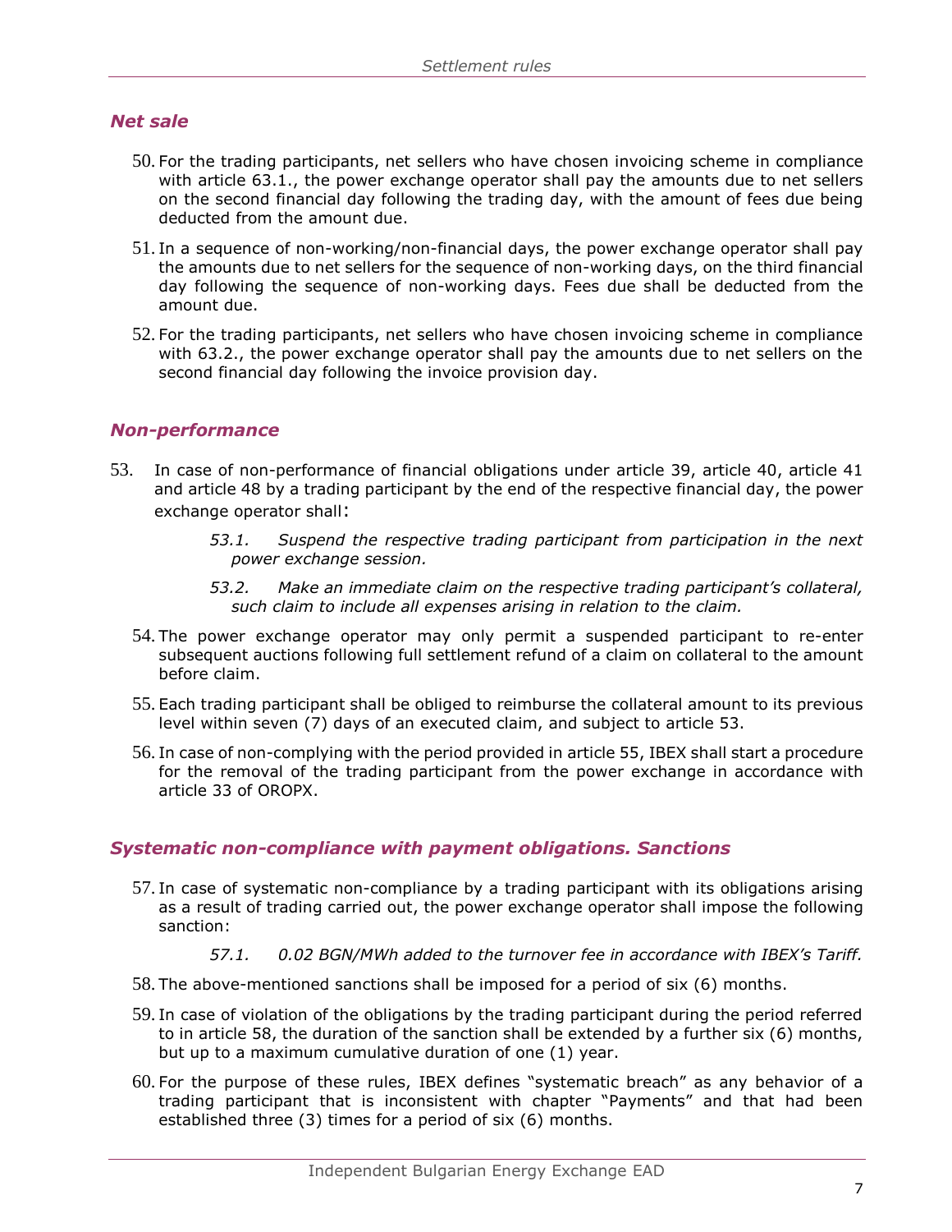## *Net sale*

50. For the trading participants, net sellers who have chosen invoicing scheme in compliance with article 63.1., the power exchange operator shall pay the amounts due to net sellers on the second financial day following the trading day, with the amount of fees due being deducted from the amount due.

51. In a sequence of non-working/non-financial days, the power exchange operator shall pay the amounts due to net sellers for the sequence of non-working days, on the third financial day following the sequence of non-working days. Fees due shall be deducted from the amount due.

52. For the trading participants, net sellers who have chosen invoicing scheme in compliance with 63.2., the power exchange operator shall pay the amounts due to net sellers on the second financial day following the invoice provision day.

## *Non-performance*

53. In case of non-performance of financial obligations under article 39, article 40, article 41 and article 48 by a trading participant by the end of the respective financial day, the power exchange operator shall:

    *53.1. Suspend the respective trading participant from participation in the next power exchange session.*

    *53.2. Make an immediate claim on the respective trading participant's collateral, such claim to include all expenses arising in relation to the claim.*

54. The power exchange operator may only permit a suspended participant to re-enter subsequent auctions following full settlement refund of a claim on collateral to the amount before claim.

55. Each trading participant shall be obliged to reimburse the collateral amount to its previous level within seven (7) days of an executed claim, and subject to article 53.

56. In case of non-complying with the period provided in article 55, IBEX shall start a procedure for the removal of the trading participant from the power exchange in accordance with article 33 of OROPX.

## *Systematic non-compliance with payment obligations. Sanctions*

57. In case of systematic non-compliance by a trading participant with its obligations arising as a result of trading carried out, the power exchange operator shall impose the following sanction:

    *57.1. 0.02 BGN/MWh added to the turnover fee in accordance with IBEX's Tariff.*

58. The above-mentioned sanctions shall be imposed for a period of six (6) months.

59. In case of violation of the obligations by the trading participant during the period referred to in article 58, the duration of the sanction shall be extended by a further six (6) months, but up to a maximum cumulative duration of one (1) year.

60. For the purpose of these rules, IBEX defines "systematic breach" as any behavior of a trading participant that is inconsistent with chapter "Payments" and that had been established three (3) times for a period of six (6) months.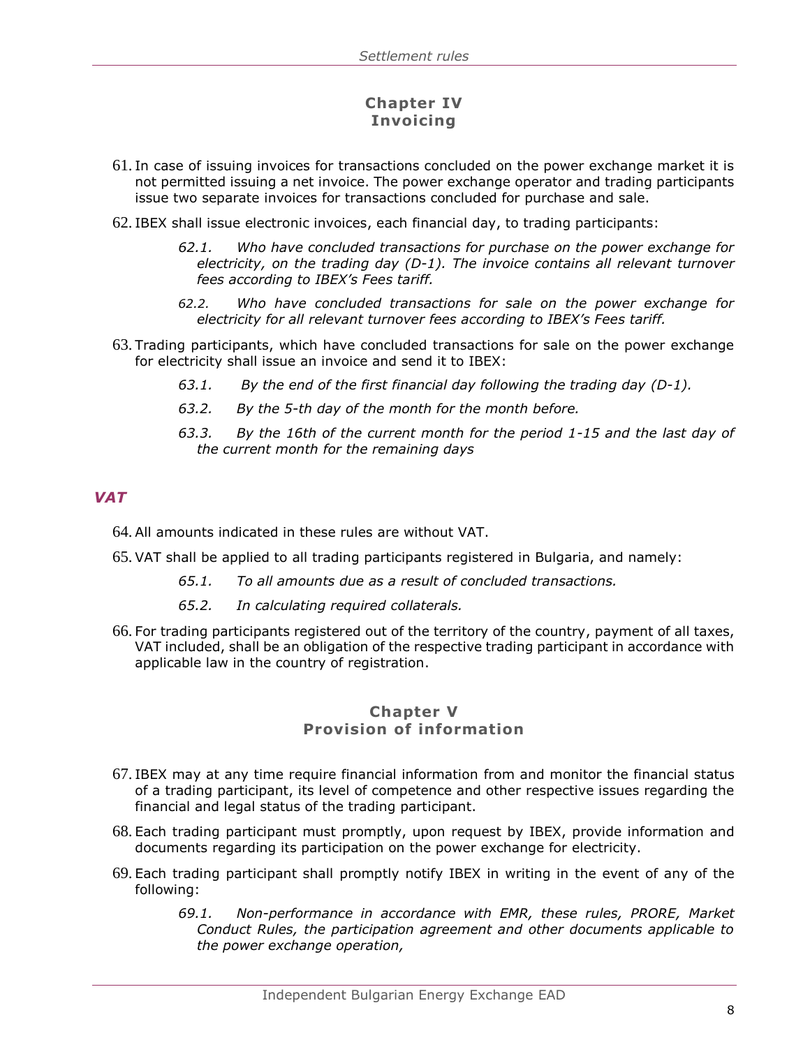## Chapter IV
## Invoicing

61. In case of issuing invoices for transactions concluded on the power exchange market it is not permitted issuing a net invoice. The power exchange operator and trading participants issue two separate invoices for transactions concluded for purchase and sale.

62. IBEX shall issue electronic invoices, each financial day, to trading participants:

    *62.1. Who have concluded transactions for purchase on the power exchange for electricity, on the trading day (D-1). The invoice contains all relevant turnover fees according to IBEX's Fees tariff.*

    *62.2. Who have concluded transactions for sale on the power exchange for electricity for all relevant turnover fees according to IBEX's Fees tariff.*

63. Trading participants, which have concluded transactions for sale on the power exchange for electricity shall issue an invoice and send it to IBEX:

    *63.1. By the end of the first financial day following the trading day (D-1).*

    *63.2. By the 5-th day of the month for the month before.*

    *63.3. By the 16th of the current month for the period 1-15 and the last day of the current month for the remaining days*

### *VAT*

64. All amounts indicated in these rules are without VAT.

65. VAT shall be applied to all trading participants registered in Bulgaria, and namely:

    *65.1. To all amounts due as a result of concluded transactions.*

    *65.2. In calculating required collaterals.*

66. For trading participants registered out of the territory of the country, payment of all taxes, VAT included, shall be an obligation of the respective trading participant in accordance with applicable law in the country of registration.

## Chapter V
## Provision of information

67. IBEX may at any time require financial information from and monitor the financial status of a trading participant, its level of competence and other respective issues regarding the financial and legal status of the trading participant.

68. Each trading participant must promptly, upon request by IBEX, provide information and documents regarding its participation on the power exchange for electricity.

69. Each trading participant shall promptly notify IBEX in writing in the event of any of the following:

    *69.1. Non-performance in accordance with EMR, these rules, PRORE, Market Conduct Rules, the participation agreement and other documents applicable to the power exchange operation,*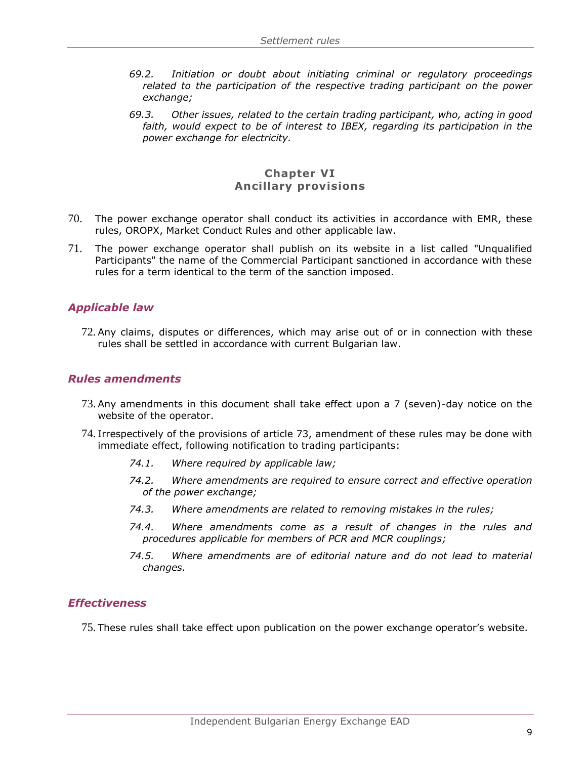*69.2. Initiation or doubt about initiating criminal or regulatory proceedings related to the participation of the respective trading participant on the power exchange;*

*69.3. Other issues, related to the certain trading participant, who, acting in good faith, would expect to be of interest to IBEX, regarding its participation in the power exchange for electricity.*

## Chapter VI
## Ancillary provisions

70. The power exchange operator shall conduct its activities in accordance with EMR, these rules, OROPX, Market Conduct Rules and other applicable law.

71. The power exchange operator shall publish on its website in a list called "Unqualified Participants" the name of the Commercial Participant sanctioned in accordance with these rules for a term identical to the term of the sanction imposed.

### *Applicable law*

72. Any claims, disputes or differences, which may arise out of or in connection with these rules shall be settled in accordance with current Bulgarian law.

### *Rules amendments*

73. Any amendments in this document shall take effect upon a 7 (seven)-day notice on the website of the operator.

74. Irrespectively of the provisions of article 73, amendment of these rules may be done with immediate effect, following notification to trading participants:

    *74.1. Where required by applicable law;*

    *74.2. Where amendments are required to ensure correct and effective operation of the power exchange;*

    *74.3. Where amendments are related to removing mistakes in the rules;*

    *74.4. Where amendments come as a result of changes in the rules and procedures applicable for members of PCR and MCR couplings;*

    *74.5. Where amendments are of editorial nature and do not lead to material changes.*

### *Effectiveness*

75. These rules shall take effect upon publication on the power exchange operator's website.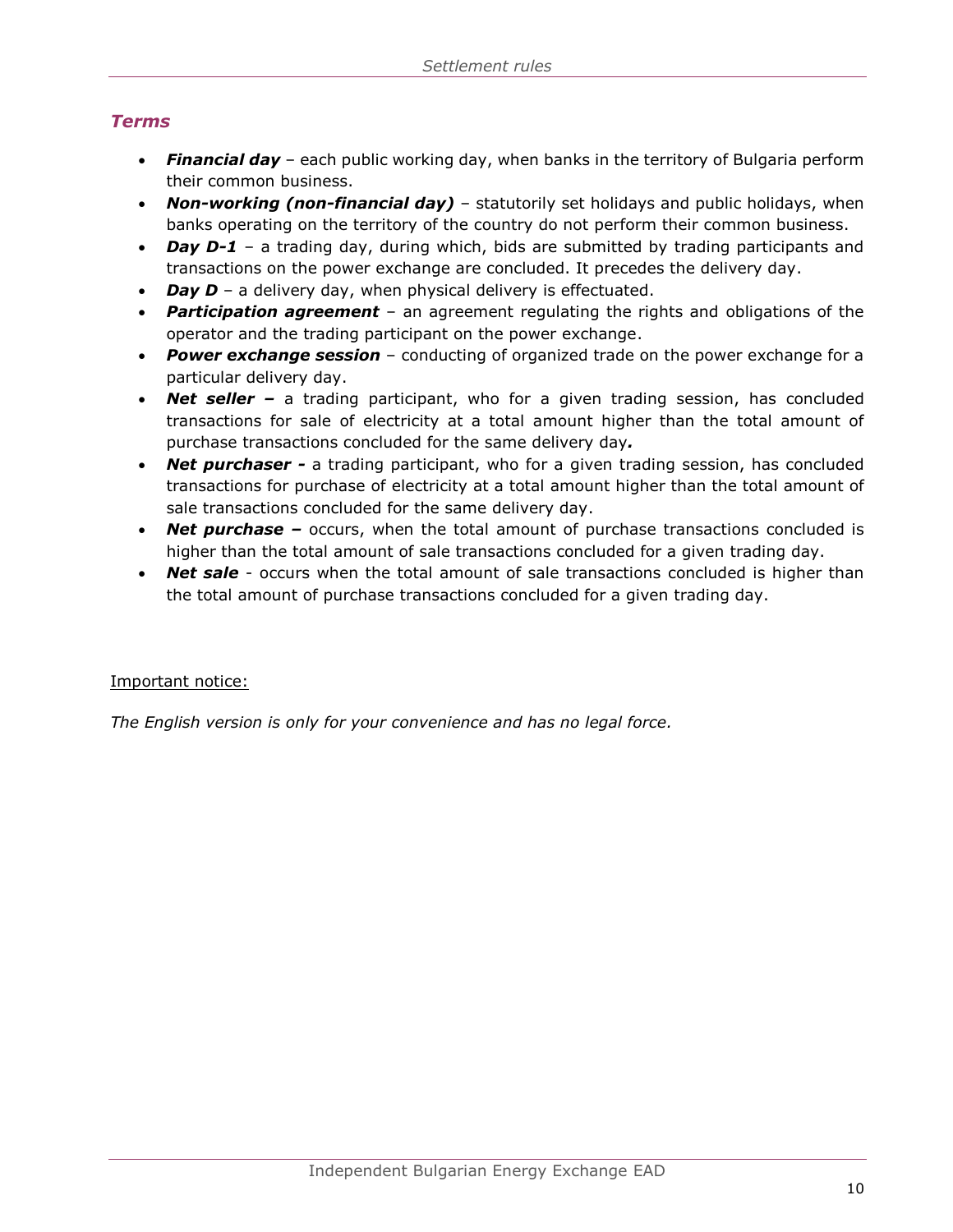## *Terms*

- ***Financial day*** – each public working day, when banks in the territory of Bulgaria perform their common business.
- ***Non-working (non-financial day)*** – statutorily set holidays and public holidays, when banks operating on the territory of the country do not perform their common business.
- ***Day D-1*** – a trading day, during which, bids are submitted by trading participants and transactions on the power exchange are concluded. It precedes the delivery day.
- ***Day D*** – a delivery day, when physical delivery is effectuated.
- ***Participation agreement*** – an agreement regulating the rights and obligations of the operator and the trading participant on the power exchange.
- ***Power exchange session*** – conducting of organized trade on the power exchange for a particular delivery day.
- ***Net seller –*** a trading participant, who for a given trading session, has concluded transactions for sale of electricity at a total amount higher than the total amount of purchase transactions concluded for the same delivery day***.***
- ***Net purchaser -*** a trading participant, who for a given trading session, has concluded transactions for purchase of electricity at a total amount higher than the total amount of sale transactions concluded for the same delivery day.
- ***Net purchase –*** occurs, when the total amount of purchase transactions concluded is higher than the total amount of sale transactions concluded for a given trading day.
- ***Net sale*** - occurs when the total amount of sale transactions concluded is higher than the total amount of purchase transactions concluded for a given trading day.

Important notice:

*The English version is only for your convenience and has no legal force.*